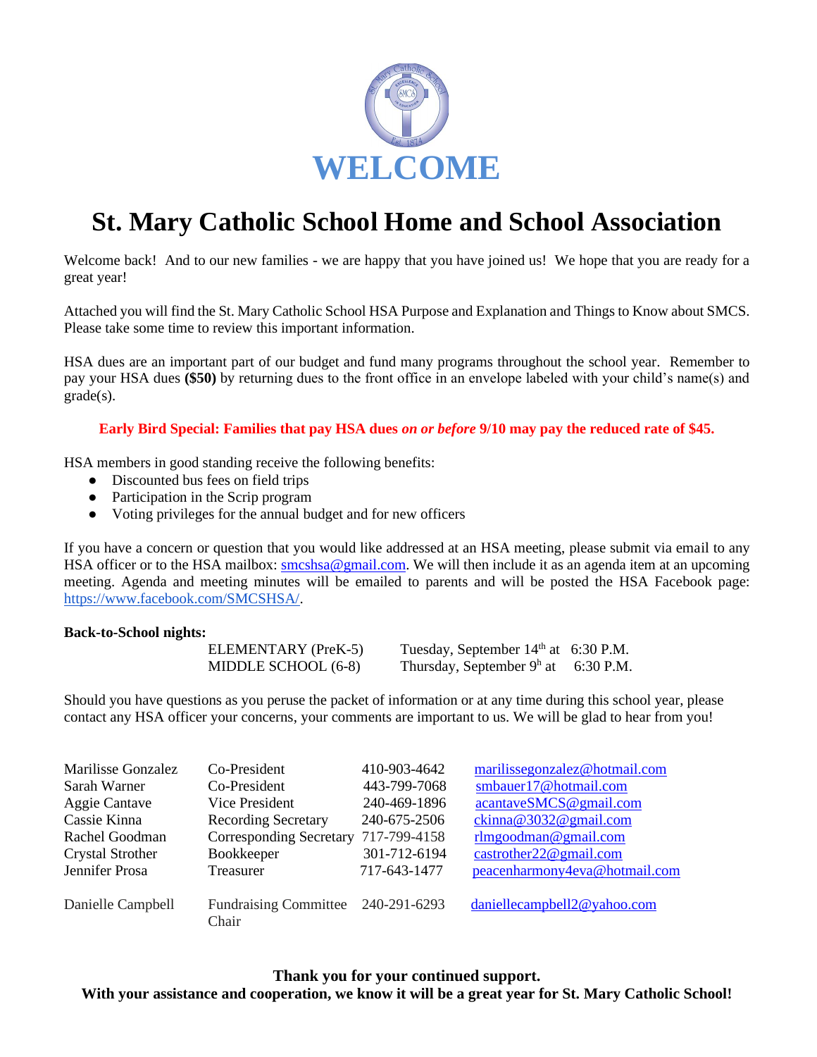# WELCOME

## St. Mary Catholic School Home and School Association

Welcome back! And to our new families - we are happy that you have joined us! We hope that you are ready for a great year!

Attached you will find the St. Mary Catholic School HSA Purpose and Explanation and Things to Know about SMCS. Please take some time to review this important information.

HSA dues are an important part of our budget and fund many programs throughout the school year. Remember to pay your HSA dues **($50)** by returning dues to the front office in an envelope labeled with your child's name(s) and grade(s).

**Early Bird Special: Families that pay HSA dues *on or before* 9/10 may pay the reduced rate of $45.**

HSA members in good standing receive the following benefits:

- Discounted bus fees on field trips
- Participation in the Scrip program
- Voting privileges for the annual budget and for new officers

If you have a concern or question that you would like addressed at an HSA meeting, please submit via email to any HSA officer or to the HSA mailbox: smcshsa@gmail.com. We will then include it as an agenda item at an upcoming meeting. Agenda and meeting minutes will be emailed to parents and will be posted the HSA Facebook page: https://www.facebook.com/SMCSHSA/.

**Back-to-School nights:**

| | | |
|---|---|---|
| ELEMENTARY (PreK-5) | Tuesday, September 14th at | 6:30 P.M. |
| MIDDLE SCHOOL (6-8) | Thursday, September 9h at | 6:30 P.M. |

Should you have questions as you peruse the packet of information or at any time during this school year, please contact any HSA officer your concerns, your comments are important to us. We will be glad to hear from you!

| | | | |
|---|---|---|---|
| Marilisse Gonzalez | Co-President | 410-903-4642 | marilissegonzalez@hotmail.com |
| Sarah Warner | Co-President | 443-799-7068 | smbauer17@hotmail.com |
| Aggie Cantave | Vice President | 240-469-1896 | acantaveSMCS@gmail.com |
| Cassie Kinna | Recording Secretary | 240-675-2506 | ckinna@3032@gmail.com |
| Rachel Goodman | Corresponding Secretary | 717-799-4158 | rlmgoodman@gmail.com |
| Crystal Strother | Bookkeeper | 301-712-6194 | castrother22@gmail.com |
| Jennifer Prosa | Treasurer | 717-643-1477 | peacenharmony4eva@hotmail.com |
| Danielle Campbell | Fundraising Committee Chair | 240-291-6293 | daniellecampbell2@yahoo.com |

**Thank you for your continued support.**
**With your assistance and cooperation, we know it will be a great year for St. Mary Catholic School!**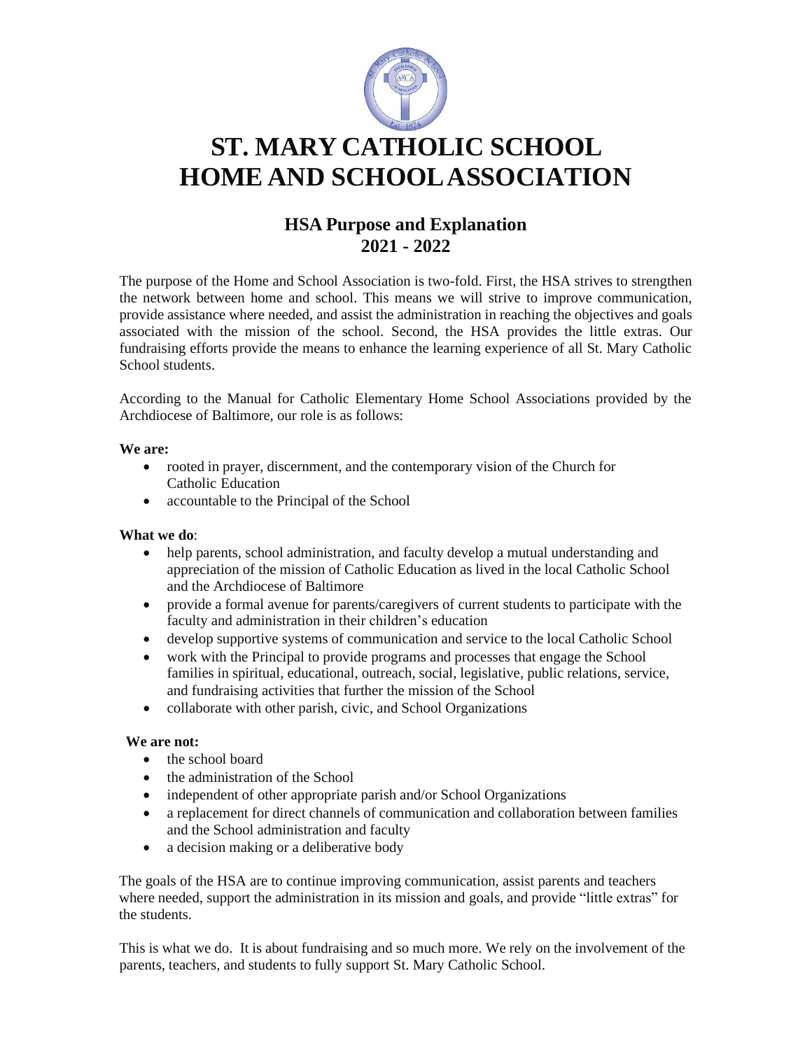# ST. MARY CATHOLIC SCHOOL HOME AND SCHOOL ASSOCIATION

## HSA Purpose and Explanation 2021 - 2022

The purpose of the Home and School Association is two-fold. First, the HSA strives to strengthen the network between home and school. This means we will strive to improve communication, provide assistance where needed, and assist the administration in reaching the objectives and goals associated with the mission of the school. Second, the HSA provides the little extras. Our fundraising efforts provide the means to enhance the learning experience of all St. Mary Catholic School students.

According to the Manual for Catholic Elementary Home School Associations provided by the Archdiocese of Baltimore, our role is as follows:

**We are:**

- rooted in prayer, discernment, and the contemporary vision of the Church for Catholic Education
- accountable to the Principal of the School

**What we do**:

- help parents, school administration, and faculty develop a mutual understanding and appreciation of the mission of Catholic Education as lived in the local Catholic School and the Archdiocese of Baltimore
- provide a formal avenue for parents/caregivers of current students to participate with the faculty and administration in their children's education
- develop supportive systems of communication and service to the local Catholic School
- work with the Principal to provide programs and processes that engage the School families in spiritual, educational, outreach, social, legislative, public relations, service, and fundraising activities that further the mission of the School
- collaborate with other parish, civic, and School Organizations

**We are not:**

- the school board
- the administration of the School
- independent of other appropriate parish and/or School Organizations
- a replacement for direct channels of communication and collaboration between families and the School administration and faculty
- a decision making or a deliberative body

The goals of the HSA are to continue improving communication, assist parents and teachers where needed, support the administration in its mission and goals, and provide "little extras" for the students.

This is what we do. It is about fundraising and so much more. We rely on the involvement of the parents, teachers, and students to fully support St. Mary Catholic School.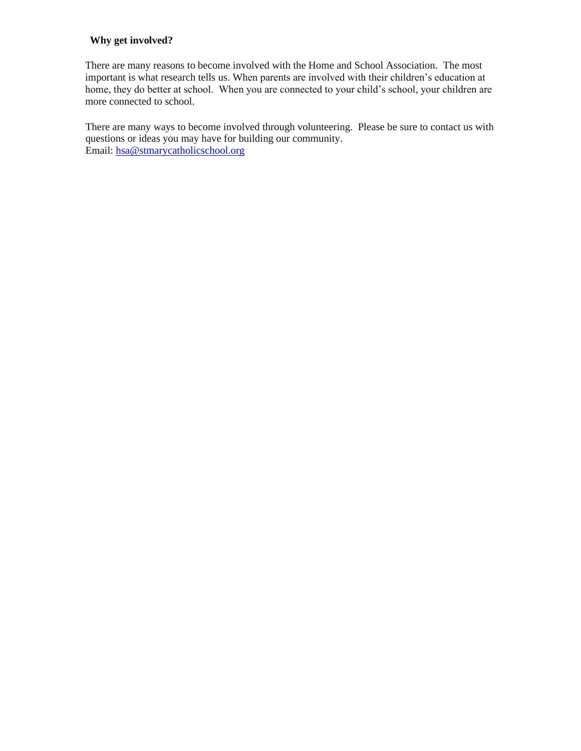**Why get involved?**

There are many reasons to become involved with the Home and School Association. The most important is what research tells us. When parents are involved with their children's education at home, they do better at school. When you are connected to your child's school, your children are more connected to school.

There are many ways to become involved through volunteering. Please be sure to contact us with questions or ideas you may have for building our community.
Email: hsa@stmarycatholicschool.org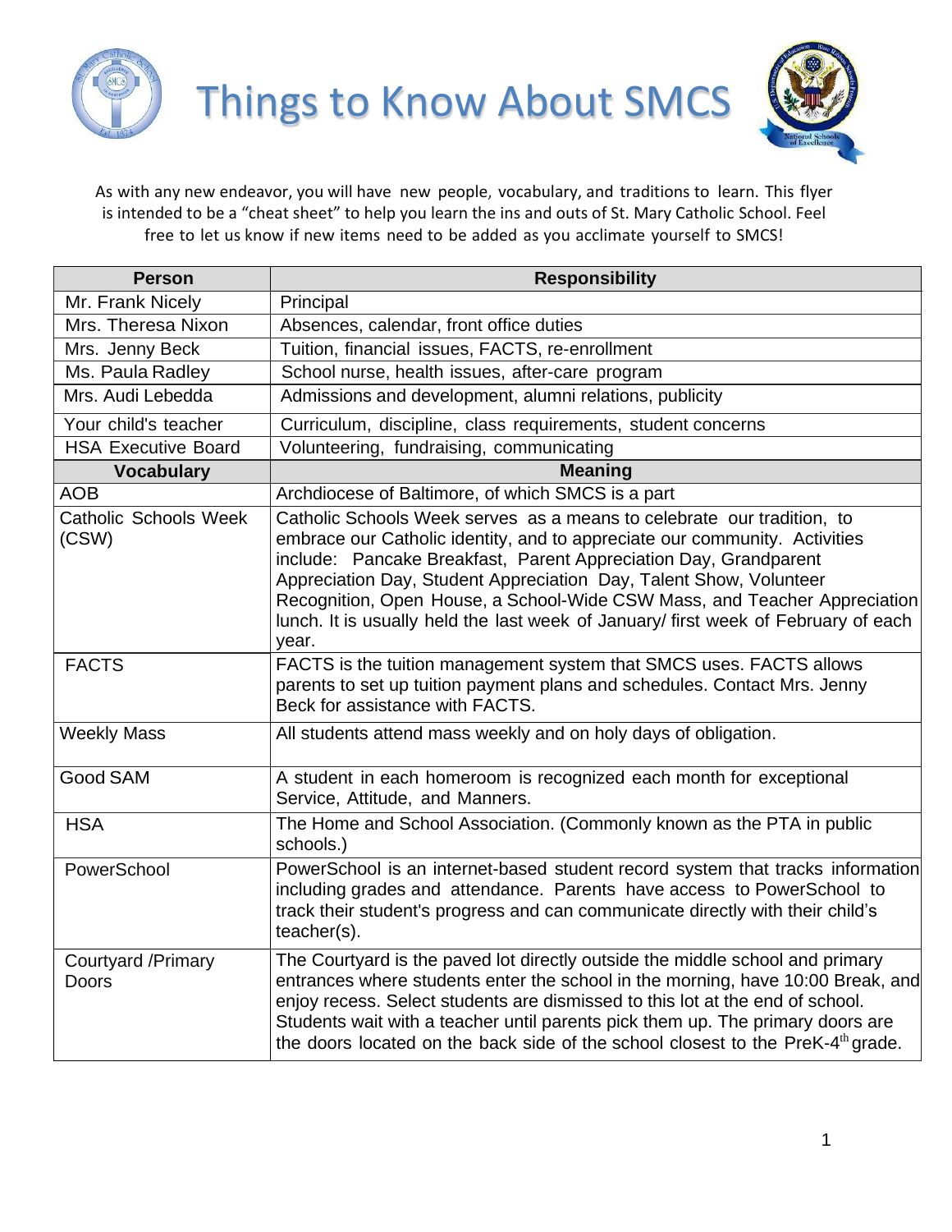# Things to Know About SMCS

As with any new endeavor, you will have new people, vocabulary, and traditions to learn. This flyer is intended to be a "cheat sheet" to help you learn the ins and outs of St. Mary Catholic School. Feel free to let us know if new items need to be added as you acclimate yourself to SMCS!

| Person | Responsibility |
|---|---|
| Mr. Frank Nicely | Principal |
| Mrs. Theresa Nixon | Absences, calendar, front office duties |
| Mrs. Jenny Beck | Tuition, financial issues, FACTS, re-enrollment |
| Ms. Paula Radley | School nurse, health issues, after-care program |
| Mrs. Audi Lebedda | Admissions and development, alumni relations, publicity |
| Your child's teacher | Curriculum, discipline, class requirements, student concerns |
| HSA Executive Board | Volunteering, fundraising, communicating |
| **Vocabulary** | **Meaning** |
| AOB | Archdiocese of Baltimore, of which SMCS is a part |
| Catholic Schools Week (CSW) | Catholic Schools Week serves as a means to celebrate our tradition, to embrace our Catholic identity, and to appreciate our community. Activities include: Pancake Breakfast, Parent Appreciation Day, Grandparent Appreciation Day, Student Appreciation Day, Talent Show, Volunteer Recognition, Open House, a School-Wide CSW Mass, and Teacher Appreciation lunch. It is usually held the last week of January/ first week of February of each year. |
| FACTS | FACTS is the tuition management system that SMCS uses. FACTS allows parents to set up tuition payment plans and schedules. Contact Mrs. Jenny Beck for assistance with FACTS. |
| Weekly Mass | All students attend mass weekly and on holy days of obligation. |
| Good SAM | A student in each homeroom is recognized each month for exceptional Service, Attitude, and Manners. |
| HSA | The Home and School Association. (Commonly known as the PTA in public schools.) |
| PowerSchool | PowerSchool is an internet-based student record system that tracks information including grades and attendance. Parents have access to PowerSchool to track their student's progress and can communicate directly with their child's teacher(s). |
| Courtyard /Primary Doors | The Courtyard is the paved lot directly outside the middle school and primary entrances where students enter the school in the morning, have 10:00 Break, and enjoy recess. Select students are dismissed to this lot at the end of school. Students wait with a teacher until parents pick them up. The primary doors are the doors located on the back side of the school closest to the PreK-4th grade. |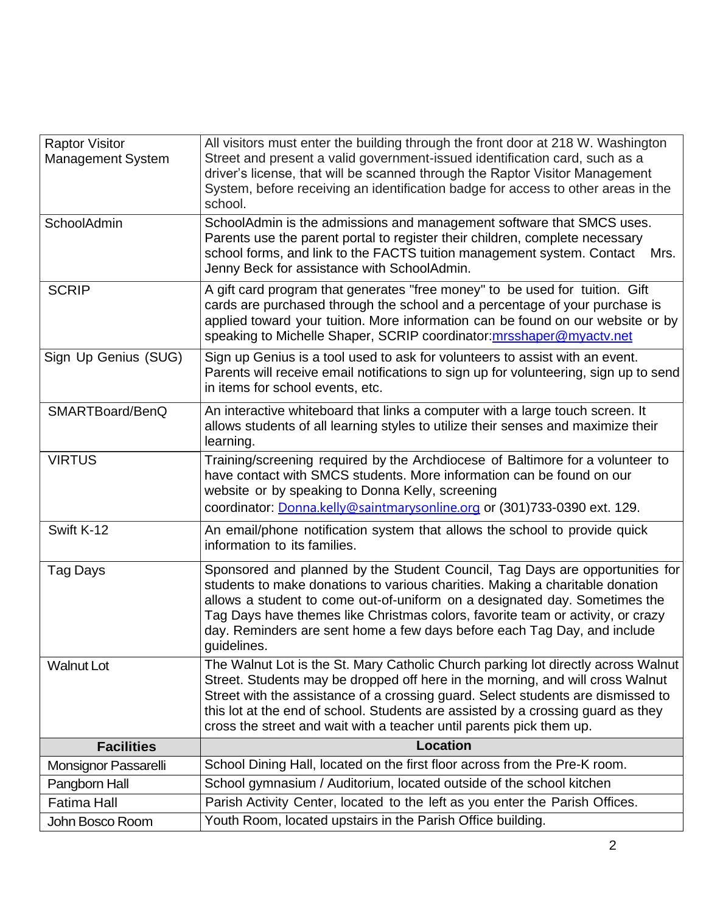| | |
|---|---|
| Raptor Visitor Management System | All visitors must enter the building through the front door at 218 W. Washington Street and present a valid government-issued identification card, such as a driver's license, that will be scanned through the Raptor Visitor Management System, before receiving an identification badge for access to other areas in the school. |
| SchoolAdmin | SchoolAdmin is the admissions and management software that SMCS uses. Parents use the parent portal to register their children, complete necessary school forms, and link to the FACTS tuition management system. Contact Mrs. Jenny Beck for assistance with SchoolAdmin. |
| SCRIP | A gift card program that generates "free money" to be used for tuition. Gift cards are purchased through the school and a percentage of your purchase is applied toward your tuition. More information can be found on our website or by speaking to Michelle Shaper, SCRIP coordinator:mrsshaper@myactv.net |
| Sign Up Genius (SUG) | Sign up Genius is a tool used to ask for volunteers to assist with an event. Parents will receive email notifications to sign up for volunteering, sign up to send in items for school events, etc. |
| SMARTBoard/BenQ | An interactive whiteboard that links a computer with a large touch screen. It allows students of all learning styles to utilize their senses and maximize their learning. |
| VIRTUS | Training/screening required by the Archdiocese of Baltimore for a volunteer to have contact with SMCS students. More information can be found on our website or by speaking to Donna Kelly, screening coordinator: Donna.kelly@saintmarysonline.org or (301)733-0390 ext. 129. |
| Swift K-12 | An email/phone notification system that allows the school to provide quick information to its families. |
| Tag Days | Sponsored and planned by the Student Council, Tag Days are opportunities for students to make donations to various charities. Making a charitable donation allows a student to come out-of-uniform on a designated day. Sometimes the Tag Days have themes like Christmas colors, favorite team or activity, or crazy day. Reminders are sent home a few days before each Tag Day, and include guidelines. |
| Walnut Lot | The Walnut Lot is the St. Mary Catholic Church parking lot directly across Walnut Street. Students may be dropped off here in the morning, and will cross Walnut Street with the assistance of a crossing guard. Select students are dismissed to this lot at the end of school. Students are assisted by a crossing guard as they cross the street and wait with a teacher until parents pick them up. |
| **Facilities** | **Location** |
| Monsignor Passarelli | School Dining Hall, located on the first floor across from the Pre-K room. |
| Pangborn Hall | School gymnasium / Auditorium, located outside of the school kitchen |
| Fatima Hall | Parish Activity Center, located to the left as you enter the Parish Offices. |
| John Bosco Room | Youth Room, located upstairs in the Parish Office building. |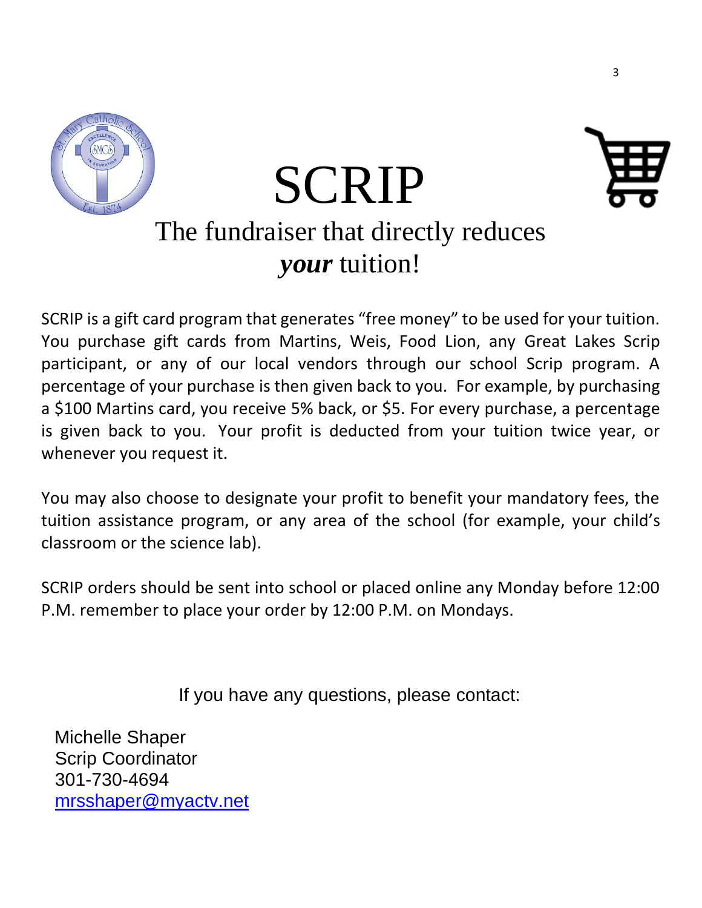# SCRIP

## The fundraiser that directly reduces ***your*** tuition!

SCRIP is a gift card program that generates "free money" to be used for your tuition. You purchase gift cards from Martins, Weis, Food Lion, any Great Lakes Scrip participant, or any of our local vendors through our school Scrip program. A percentage of your purchase is then given back to you. For example, by purchasing a $100 Martins card, you receive 5% back, or $5. For every purchase, a percentage is given back to you. Your profit is deducted from your tuition twice year, or whenever you request it.

You may also choose to designate your profit to benefit your mandatory fees, the tuition assistance program, or any area of the school (for example, your child's classroom or the science lab).

SCRIP orders should be sent into school or placed online any Monday before 12:00 P.M. remember to place your order by 12:00 P.M. on Mondays.

If you have any questions, please contact:

Michelle Shaper
Scrip Coordinator
301-730-4694
[mrsshaper@myactv.net](mailto:mrsshaper@myactv.net)